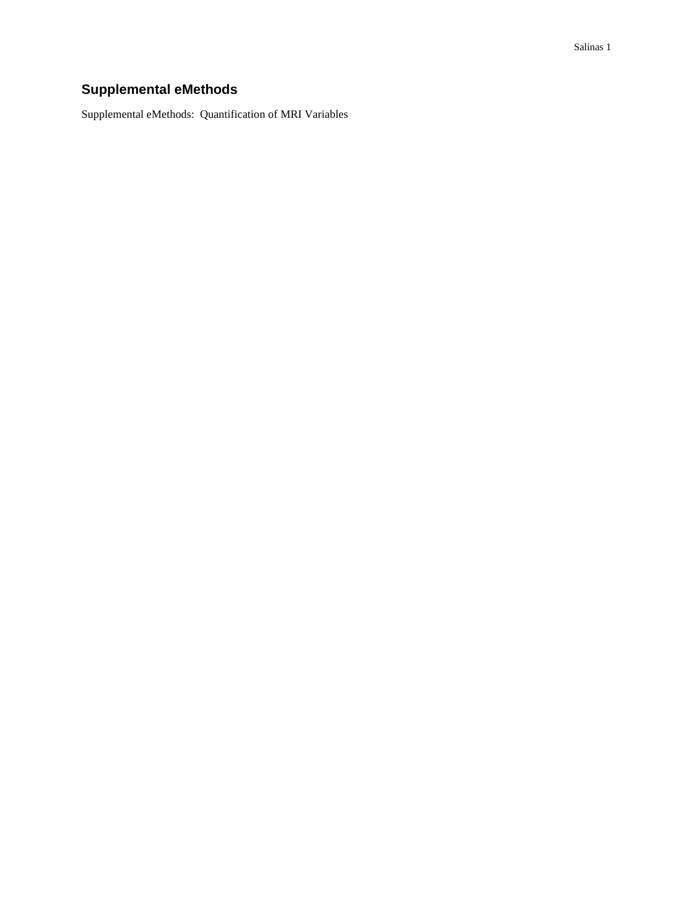## Supplemental eMethods

Supplemental eMethods: Quantification of MRI Variables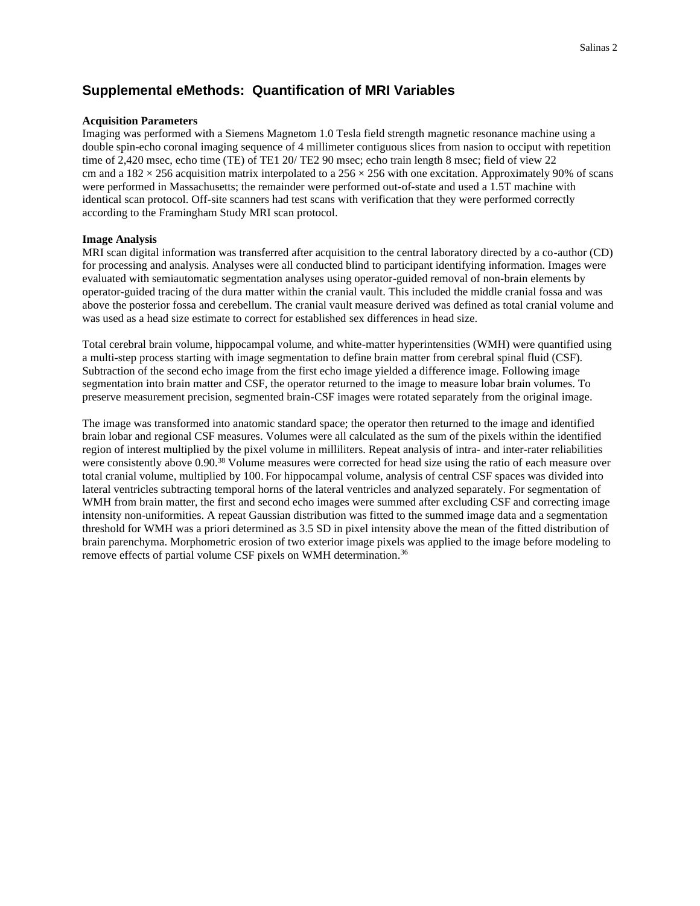## Supplemental eMethods: Quantification of MRI Variables

**Acquisition Parameters**

Imaging was performed with a Siemens Magnetom 1.0 Tesla field strength magnetic resonance machine using a double spin-echo coronal imaging sequence of 4 millimeter contiguous slices from nasion to occiput with repetition time of 2,420 msec, echo time (TE) of TE1 20/ TE2 90 msec; echo train length 8 msec; field of view 22 cm and a 182 × 256 acquisition matrix interpolated to a 256 × 256 with one excitation. Approximately 90% of scans were performed in Massachusetts; the remainder were performed out-of-state and used a 1.5T machine with identical scan protocol. Off-site scanners had test scans with verification that they were performed correctly according to the Framingham Study MRI scan protocol.

**Image Analysis**

MRI scan digital information was transferred after acquisition to the central laboratory directed by a co-author (CD) for processing and analysis. Analyses were all conducted blind to participant identifying information. Images were evaluated with semiautomatic segmentation analyses using operator-guided removal of non-brain elements by operator-guided tracing of the dura matter within the cranial vault. This included the middle cranial fossa and was above the posterior fossa and cerebellum. The cranial vault measure derived was defined as total cranial volume and was used as a head size estimate to correct for established sex differences in head size.

Total cerebral brain volume, hippocampal volume, and white-matter hyperintensities (WMH) were quantified using a multi-step process starting with image segmentation to define brain matter from cerebral spinal fluid (CSF). Subtraction of the second echo image from the first echo image yielded a difference image. Following image segmentation into brain matter and CSF, the operator returned to the image to measure lobar brain volumes. To preserve measurement precision, segmented brain-CSF images were rotated separately from the original image.

The image was transformed into anatomic standard space; the operator then returned to the image and identified brain lobar and regional CSF measures. Volumes were all calculated as the sum of the pixels within the identified region of interest multiplied by the pixel volume in milliliters. Repeat analysis of intra- and inter-rater reliabilities were consistently above 0.90.[38] Volume measures were corrected for head size using the ratio of each measure over total cranial volume, multiplied by 100. For hippocampal volume, analysis of central CSF spaces was divided into lateral ventricles subtracting temporal horns of the lateral ventricles and analyzed separately. For segmentation of WMH from brain matter, the first and second echo images were summed after excluding CSF and correcting image intensity non-uniformities. A repeat Gaussian distribution was fitted to the summed image data and a segmentation threshold for WMH was a priori determined as 3.5 SD in pixel intensity above the mean of the fitted distribution of brain parenchyma. Morphometric erosion of two exterior image pixels was applied to the image before modeling to remove effects of partial volume CSF pixels on WMH determination.[36]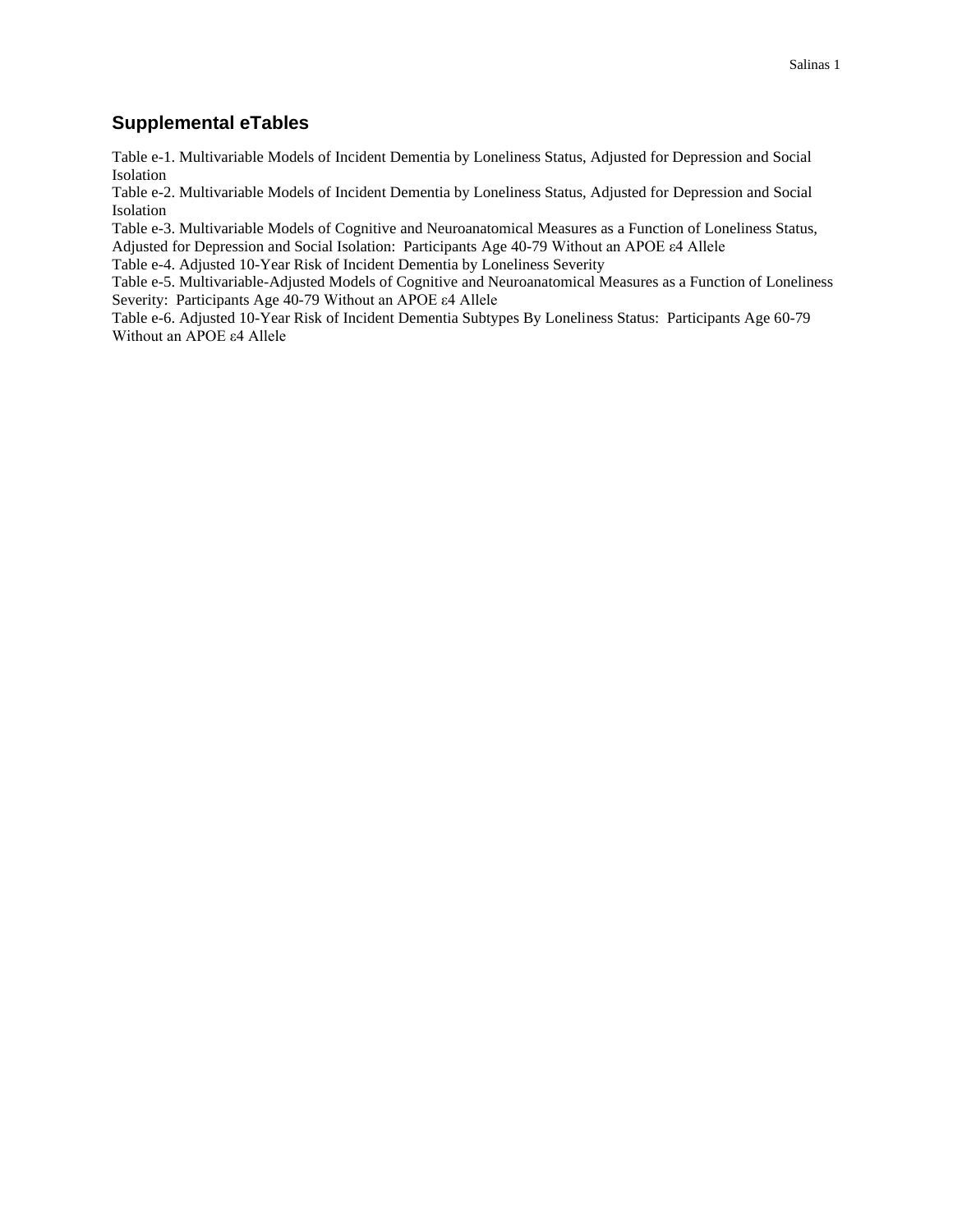## Supplemental eTables

Table e-1. Multivariable Models of Incident Dementia by Loneliness Status, Adjusted for Depression and Social Isolation

Table e-2. Multivariable Models of Incident Dementia by Loneliness Status, Adjusted for Depression and Social Isolation

Table e-3. Multivariable Models of Cognitive and Neuroanatomical Measures as a Function of Loneliness Status, Adjusted for Depression and Social Isolation: Participants Age 40-79 Without an APOE ε4 Allele

Table e-4. Adjusted 10-Year Risk of Incident Dementia by Loneliness Severity

Table e-5. Multivariable-Adjusted Models of Cognitive and Neuroanatomical Measures as a Function of Loneliness Severity: Participants Age 40-79 Without an APOE ε4 Allele

Table e-6. Adjusted 10-Year Risk of Incident Dementia Subtypes By Loneliness Status: Participants Age 60-79 Without an APOE ε4 Allele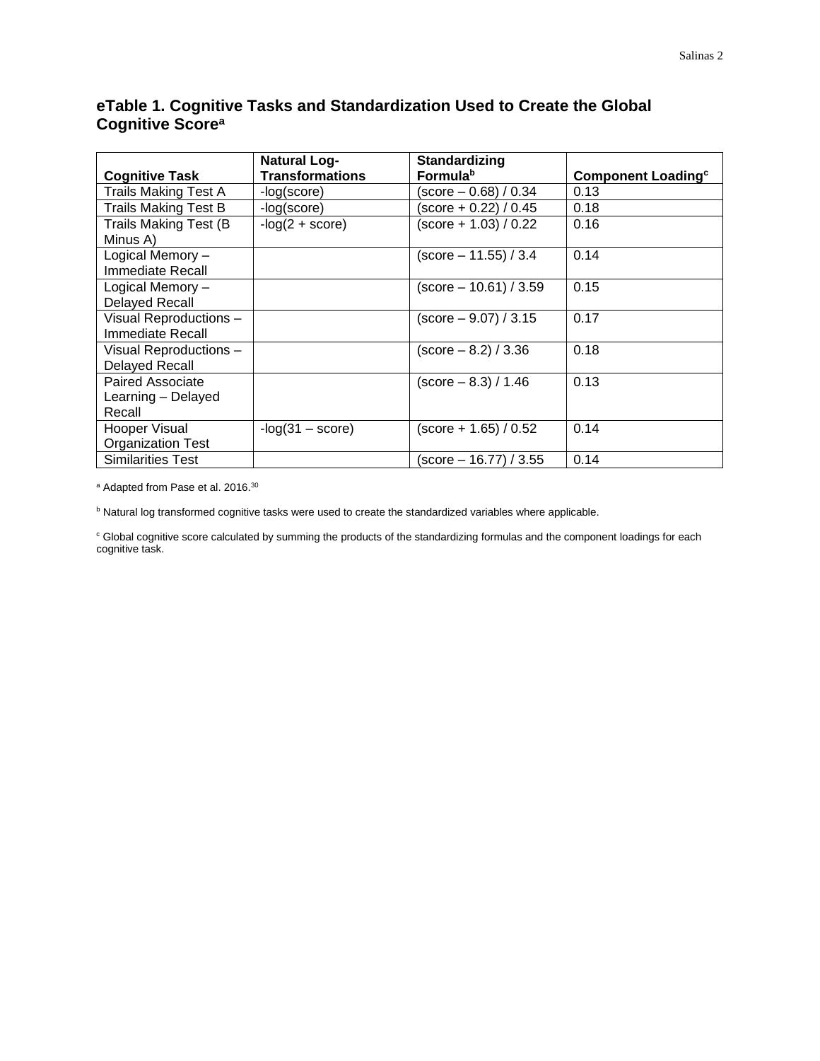## eTable 1. Cognitive Tasks and Standardization Used to Create the Global Cognitive Score[a]

| Cognitive Task | Natural Log-Transformations | Standardizing Formula[b] | Component Loading[c] |
|---|---|---|---|
| Trails Making Test A | -log(score) | (score – 0.68) / 0.34 | 0.13 |
| Trails Making Test B | -log(score) | (score + 0.22) / 0.45 | 0.18 |
| Trails Making Test (B Minus A) | -log(2 + score) | (score + 1.03) / 0.22 | 0.16 |
| Logical Memory – Immediate Recall | | (score – 11.55) / 3.4 | 0.14 |
| Logical Memory – Delayed Recall | | (score – 10.61) / 3.59 | 0.15 |
| Visual Reproductions – Immediate Recall | | (score – 9.07) / 3.15 | 0.17 |
| Visual Reproductions – Delayed Recall | | (score – 8.2) / 3.36 | 0.18 |
| Paired Associate Learning – Delayed Recall | | (score – 8.3) / 1.46 | 0.13 |
| Hooper Visual Organization Test | -log(31 – score) | (score + 1.65) / 0.52 | 0.14 |
| Similarities Test | | (score – 16.77) / 3.55 | 0.14 |

[a] Adapted from Pase et al. 2016.[30]

[b] Natural log transformed cognitive tasks were used to create the standardized variables where applicable.

[c] Global cognitive score calculated by summing the products of the standardizing formulas and the component loadings for each cognitive task.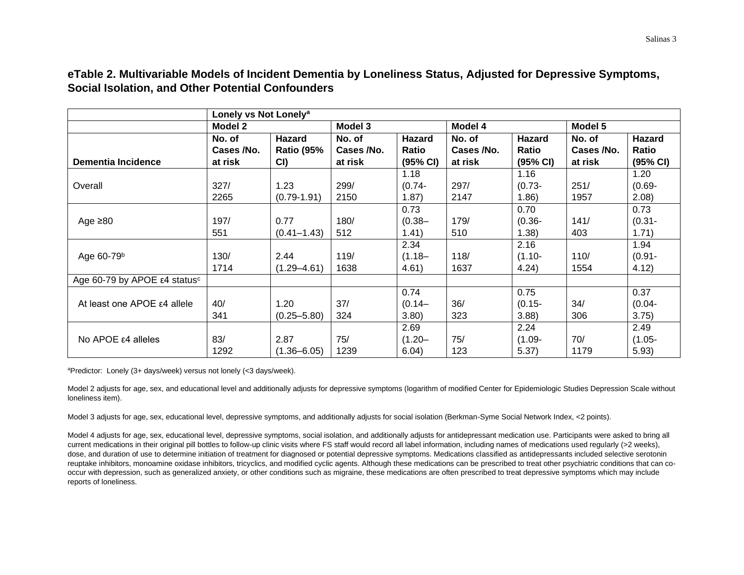**eTable 2. Multivariable Models of Incident Dementia by Loneliness Status, Adjusted for Depressive Symptoms, Social Isolation, and Other Potential Confounders**

| | Lonely vs Not Lonely[a] | | | | | | | |
|---|---|---|---|---|---|---|---|---|
| | Model 2 | | Model 3 | | Model 4 | | Model 5 | |
| Dementia Incidence | No. of Cases /No. at risk | Hazard Ratio (95% CI) | No. of Cases /No. at risk | Hazard Ratio (95% CI) | No. of Cases /No. at risk | Hazard Ratio (95% CI) | No. of Cases /No. at risk | Hazard Ratio (95% CI) |
| Overall | 327/ 2265 | 1.23 (0.79-1.91) | 299/ 2150 | 1.18 (0.74-1.87) | 297/ 2147 | 1.16 (0.73-1.86) | 251/ 1957 | 1.20 (0.69-2.08) |
| Age ≥80 | 197/ 551 | 0.77 (0.41–1.43) | 180/ 512 | 0.73 (0.38–1.41) | 179/ 510 | 0.70 (0.36-1.38) | 141/ 403 | 0.73 (0.31-1.71) |
| Age 60-79[b] | 130/ 1714 | 2.44 (1.29–4.61) | 119/ 1638 | 2.34 (1.18–4.61) | 118/ 1637 | 2.16 (1.10-4.24) | 110/ 1554 | 1.94 (0.91-4.12) |
| Age 60-79 by APOE ε4 status[c] | | | | | | | | |
| At least one APOE ε4 allele | 40/ 341 | 1.20 (0.25–5.80) | 37/ 324 | 0.74 (0.14–3.80) | 36/ 323 | 0.75 (0.15-3.88) | 34/ 306 | 0.37 (0.04-3.75) |
| No APOE ε4 alleles | 83/ 1292 | 2.87 (1.36–6.05) | 75/ 1239 | 2.69 (1.20–6.04) | 75/ 123 | 2.24 (1.09-5.37) | 70/ 1179 | 2.49 (1.05-5.93) |

[a]Predictor: Lonely (3+ days/week) versus not lonely (<3 days/week).

Model 2 adjusts for age, sex, and educational level and additionally adjusts for depressive symptoms (logarithm of modified Center for Epidemiologic Studies Depression Scale without loneliness item).

Model 3 adjusts for age, sex, educational level, depressive symptoms, and additionally adjusts for social isolation (Berkman-Syme Social Network Index, <2 points).

Model 4 adjusts for age, sex, educational level, depressive symptoms, social isolation, and additionally adjusts for antidepressant medication use. Participants were asked to bring all current medications in their original pill bottles to follow-up clinic visits where FS staff would record all label information, including names of medications used regularly (>2 weeks), dose, and duration of use to determine initiation of treatment for diagnosed or potential depressive symptoms. Medications classified as antidepressants included selective serotonin reuptake inhibitors, monoamine oxidase inhibitors, tricyclics, and modified cyclic agents. Although these medications can be prescribed to treat other psychiatric conditions that can co-occur with depression, such as generalized anxiety, or other conditions such as migraine, these medications are often prescribed to treat depressive symptoms which may include reports of loneliness.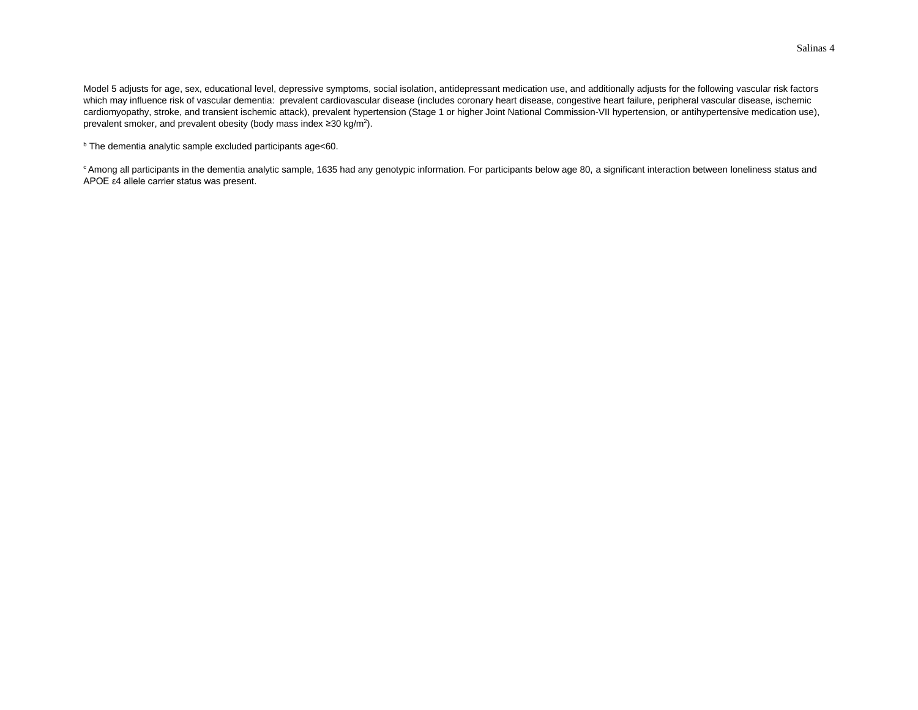Model 5 adjusts for age, sex, educational level, depressive symptoms, social isolation, antidepressant medication use, and additionally adjusts for the following vascular risk factors which may influence risk of vascular dementia: prevalent cardiovascular disease (includes coronary heart disease, congestive heart failure, peripheral vascular disease, ischemic cardiomyopathy, stroke, and transient ischemic attack), prevalent hypertension (Stage 1 or higher Joint National Commission-VII hypertension, or antihypertensive medication use), prevalent smoker, and prevalent obesity (body mass index ≥30 $kg/m^2$).

[b] The dementia analytic sample excluded participants age<60.

[c] Among all participants in the dementia analytic sample, 1635 had any genotypic information. For participants below age 80, a significant interaction between loneliness status and APOE ε4 allele carrier status was present.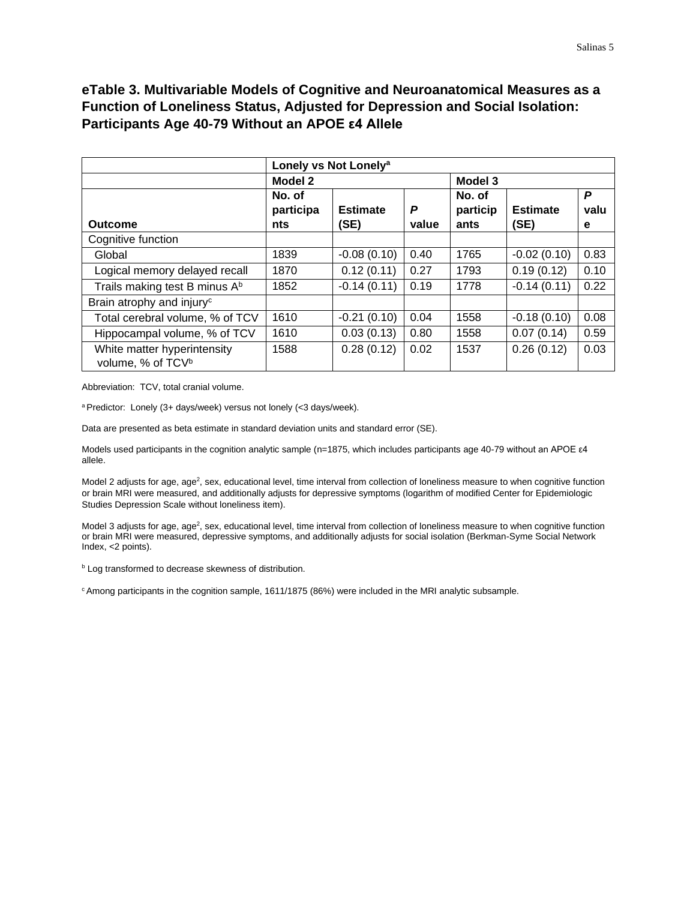## eTable 3. Multivariable Models of Cognitive and Neuroanatomical Measures as a Function of Loneliness Status, Adjusted for Depression and Social Isolation: Participants Age 40-79 Without an APOE ε4 Allele

| | Lonely vs Not Lonely[a] | | | | | |
|---|---|---|---|---|---|---|
| | Model 2 | | | Model 3 | | |
| Outcome | No. of participants | Estimate (SE) | *P* value | No. of participants | Estimate (SE) | *P* value |
| Cognitive function | | | | | | |
| Global | 1839 | -0.08 (0.10) | 0.40 | 1765 | -0.02 (0.10) | 0.83 |
| Logical memory delayed recall | 1870 | 0.12 (0.11) | 0.27 | 1793 | 0.19 (0.12) | 0.10 |
| Trails making test B minus A[b] | 1852 | -0.14 (0.11) | 0.19 | 1778 | -0.14 (0.11) | 0.22 |
| Brain atrophy and injury[c] | | | | | | |
| Total cerebral volume, % of TCV | 1610 | -0.21 (0.10) | 0.04 | 1558 | -0.18 (0.10) | 0.08 |
| Hippocampal volume, % of TCV | 1610 | 0.03 (0.13) | 0.80 | 1558 | 0.07 (0.14) | 0.59 |
| White matter hyperintensity volume, % of TCV[b] | 1588 | 0.28 (0.12) | 0.02 | 1537 | 0.26 (0.12) | 0.03 |

Abbreviation: TCV, total cranial volume.

[a] Predictor: Lonely (3+ days/week) versus not lonely (<3 days/week).

Data are presented as beta estimate in standard deviation units and standard error (SE).

Models used participants in the cognition analytic sample (n=1875, which includes participants age 40-79 without an APOE ε4 allele.

Model 2 adjusts for age, age$^2$, sex, educational level, time interval from collection of loneliness measure to when cognitive function or brain MRI were measured, and additionally adjusts for depressive symptoms (logarithm of modified Center for Epidemiologic Studies Depression Scale without loneliness item).

Model 3 adjusts for age, age$^2$, sex, educational level, time interval from collection of loneliness measure to when cognitive function or brain MRI were measured, depressive symptoms, and additionally adjusts for social isolation (Berkman-Syme Social Network Index, <2 points).

[b] Log transformed to decrease skewness of distribution.

[c] Among participants in the cognition sample, 1611/1875 (86%) were included in the MRI analytic subsample.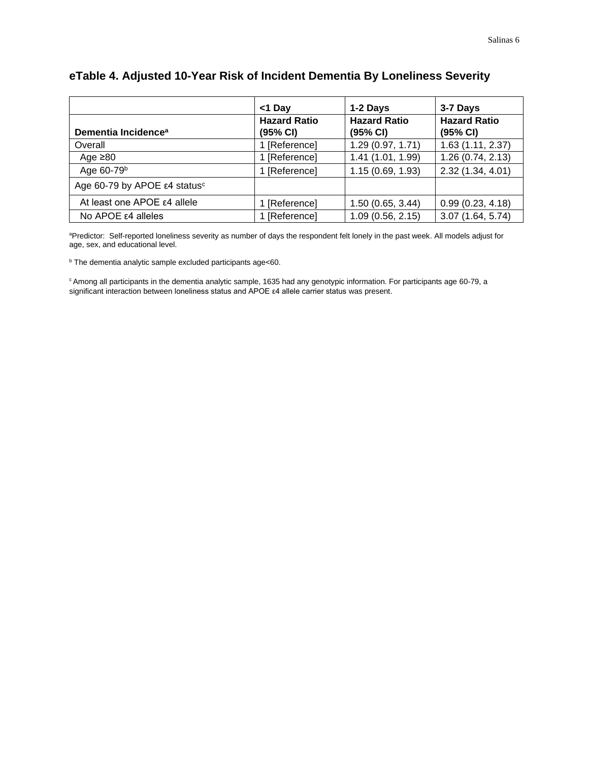## eTable 4. Adjusted 10-Year Risk of Incident Dementia By Loneliness Severity

| | <1 Day | 1-2 Days | 3-7 Days |
|---|---|---|---|
| **Dementia Incidence**[a] | **Hazard Ratio (95% CI)** | **Hazard Ratio (95% CI)** | **Hazard Ratio (95% CI)** |
| Overall | 1 [Reference] | 1.29 (0.97, 1.71) | 1.63 (1.11, 2.37) |
| Age ≥80 | 1 [Reference] | 1.41 (1.01, 1.99) | 1.26 (0.74, 2.13) |
| Age 60-79[b] | 1 [Reference] | 1.15 (0.69, 1.93) | 2.32 (1.34, 4.01) |
| Age 60-79 by APOE ε4 status[c] | | | |
| At least one APOE ε4 allele | 1 [Reference] | 1.50 (0.65, 3.44) | 0.99 (0.23, 4.18) |
| No APOE ε4 alleles | 1 [Reference] | 1.09 (0.56, 2.15) | 3.07 (1.64, 5.74) |

[a]Predictor: Self-reported loneliness severity as number of days the respondent felt lonely in the past week. All models adjust for age, sex, and educational level.

[b] The dementia analytic sample excluded participants age<60.

[c] Among all participants in the dementia analytic sample, 1635 had any genotypic information. For participants age 60-79, a significant interaction between loneliness status and APOE ε4 allele carrier status was present.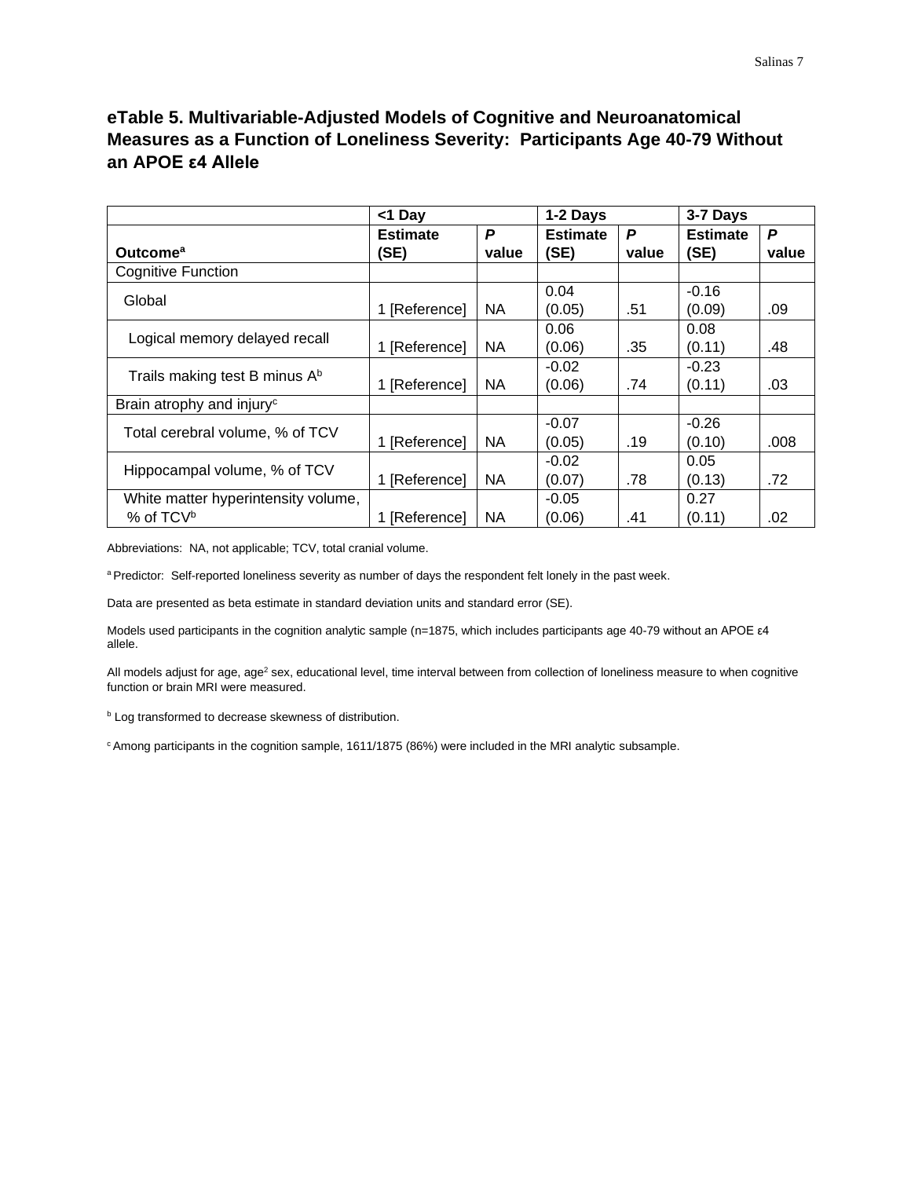## eTable 5. Multivariable-Adjusted Models of Cognitive and Neuroanatomical Measures as a Function of Loneliness Severity: Participants Age 40-79 Without an APOE ε4 Allele

| | <1 Day | | 1-2 Days | | 3-7 Days | |
|---|---|---|---|---|---|---|
| **Outcome**[a] | **Estimate (SE)** | ***P* value** | **Estimate (SE)** | ***P* value** | **Estimate (SE)** | ***P* value** |
| Cognitive Function | | | | | | |
| Global | 1 [Reference] | NA | 0.04 (0.05) | .51 | -0.16 (0.09) | .09 |
| Logical memory delayed recall | 1 [Reference] | NA | 0.06 (0.06) | .35 | 0.08 (0.11) | .48 |
| Trails making test B minus A[b] | 1 [Reference] | NA | -0.02 (0.06) | .74 | -0.23 (0.11) | .03 |
| Brain atrophy and injury[c] | | | | | | |
| Total cerebral volume, % of TCV | 1 [Reference] | NA | -0.07 (0.05) | .19 | -0.26 (0.10) | .008 |
| Hippocampal volume, % of TCV | 1 [Reference] | NA | -0.02 (0.07) | .78 | 0.05 (0.13) | .72 |
| White matter hyperintensity volume, % of TCV[b] | 1 [Reference] | NA | -0.05 (0.06) | .41 | 0.27 (0.11) | .02 |

Abbreviations: NA, not applicable; TCV, total cranial volume.

[a] Predictor: Self-reported loneliness severity as number of days the respondent felt lonely in the past week.

Data are presented as beta estimate in standard deviation units and standard error (SE).

Models used participants in the cognition analytic sample (n=1875, which includes participants age 40-79 without an APOE ε4 allele.

All models adjust for age, age$^2$ sex, educational level, time interval between from collection of loneliness measure to when cognitive function or brain MRI were measured.

[b] Log transformed to decrease skewness of distribution.

[c] Among participants in the cognition sample, 1611/1875 (86%) were included in the MRI analytic subsample.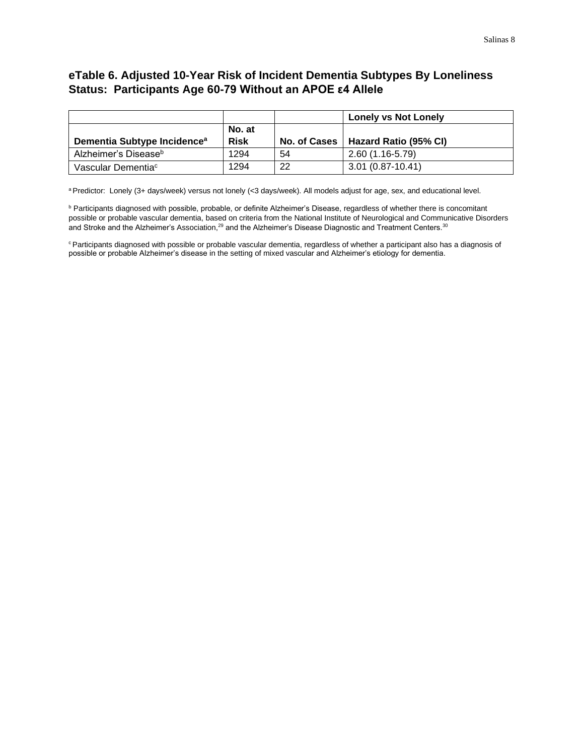## eTable 6. Adjusted 10-Year Risk of Incident Dementia Subtypes By Loneliness Status: Participants Age 60-79 Without an APOE ε4 Allele

| | | | Lonely vs Not Lonely |
|---|---|---|---|
| **Dementia Subtype Incidence**[a] | **No. at Risk** | **No. of Cases** | **Hazard Ratio (95% CI)** |
| Alzheimer's Disease[b] | 1294 | 54 | 2.60 (1.16-5.79) |
| Vascular Dementia[c] | 1294 | 22 | 3.01 (0.87-10.41) |

[a] Predictor: Lonely (3+ days/week) versus not lonely (<3 days/week). All models adjust for age, sex, and educational level.

[b] Participants diagnosed with possible, probable, or definite Alzheimer's Disease, regardless of whether there is concomitant possible or probable vascular dementia, based on criteria from the National Institute of Neurological and Communicative Disorders and Stroke and the Alzheimer's Association,[29] and the Alzheimer's Disease Diagnostic and Treatment Centers.[30]

[c] Participants diagnosed with possible or probable vascular dementia, regardless of whether a participant also has a diagnosis of possible or probable Alzheimer's disease in the setting of mixed vascular and Alzheimer's etiology for dementia.